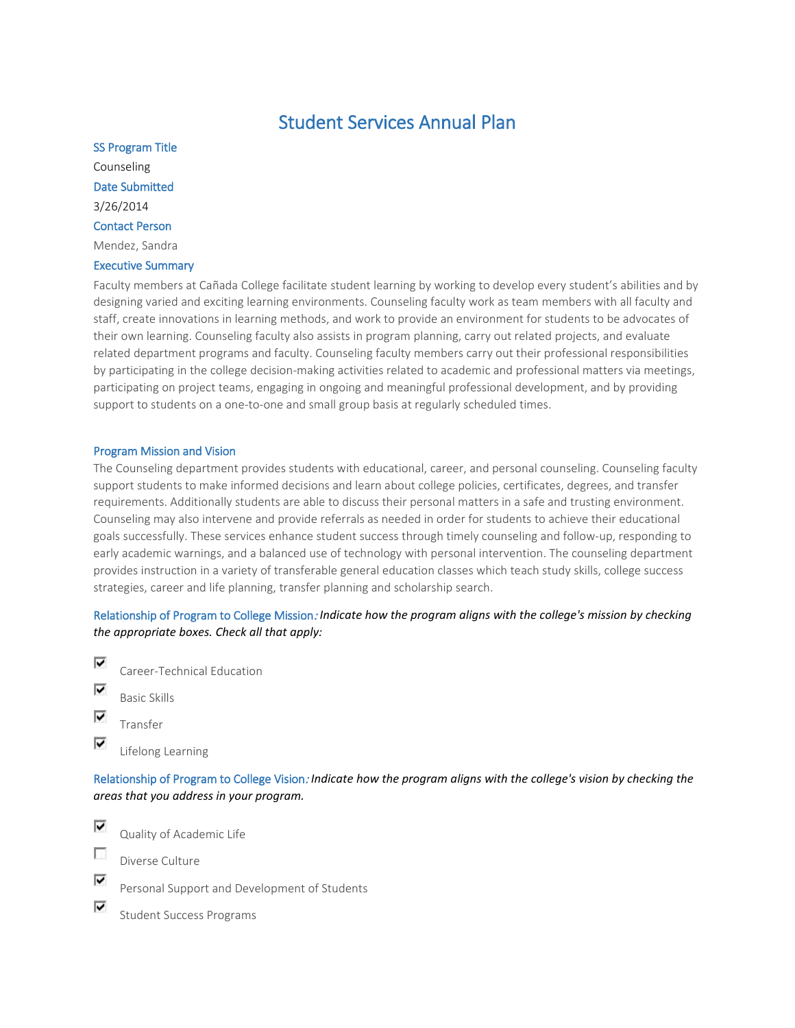# Student Services Annual Plan

## SS Program Title

Counseling

## Date Submitted

3/26/2014

## Contact Person

Mendez, Sandra

## Executive Summary

Faculty members at Cañada College facilitate student learning by working to develop every student's abilities and by designing varied and exciting learning environments. Counseling faculty work as team members with all faculty and staff, create innovations in learning methods, and work to provide an environment for students to be advocates of their own learning. Counseling faculty also assists in program planning, carry out related projects, and evaluate related department programs and faculty. Counseling faculty members carry out their professional responsibilities by participating in the college decision-making activities related to academic and professional matters via meetings, participating on project teams, engaging in ongoing and meaningful professional development, and by providing support to students on a one-to-one and small group basis at regularly scheduled times.

## Program Mission and Vision

The Counseling department provides students with educational, career, and personal counseling. Counseling faculty support students to make informed decisions and learn about college policies, certificates, degrees, and transfer requirements. Additionally students are able to discuss their personal matters in a safe and trusting environment. Counseling may also intervene and provide referrals as needed in order for students to achieve their educational goals successfully. These services enhance student success through timely counseling and follow-up, responding to early academic warnings, and a balanced use of technology with personal intervention. The counseling department provides instruction in a variety of transferable general education classes which teach study skills, college success strategies, career and life planning, transfer planning and scholarship search.

**Relationship of Program to College Mission:** *Indicate how the program aligns with the college's mission by checking the appropriate boxes. Check all that apply:*

- [x] Career-Technical Education
- [x] Basic Skills
- [x] Transfer
- [x] Lifelong Learning

**Relationship of Program to College Vision:** *Indicate how the program aligns with the college's vision by checking the areas that you address in your program.*

- [x] Quality of Academic Life
- [ ] Diverse Culture
- [x] Personal Support and Development of Students
- [x] Student Success Programs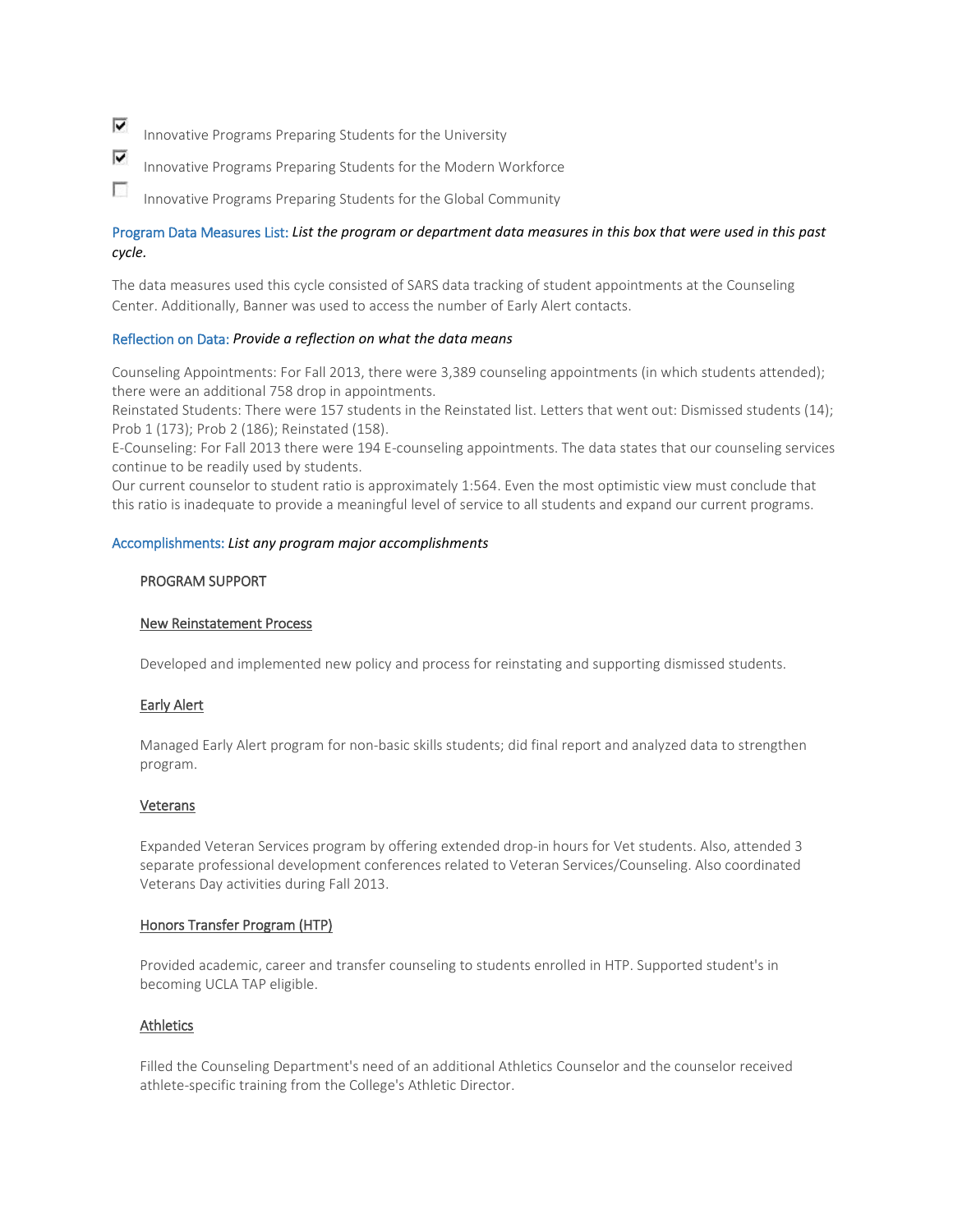- [x] Innovative Programs Preparing Students for the University
- [x] Innovative Programs Preparing Students for the Modern Workforce
- [ ] Innovative Programs Preparing Students for the Global Community

Program Data Measures List: *List the program or department data measures in this box that were used in this past cycle.*

The data measures used this cycle consisted of SARS data tracking of student appointments at the Counseling Center. Additionally, Banner was used to access the number of Early Alert contacts.

Reflection on Data: *Provide a reflection on what the data means*

Counseling Appointments: For Fall 2013, there were 3,389 counseling appointments (in which students attended); there were an additional 758 drop in appointments.
Reinstated Students: There were 157 students in the Reinstated list. Letters that went out: Dismissed students (14); Prob 1 (173); Prob 2 (186); Reinstated (158).
E-Counseling: For Fall 2013 there were 194 E-counseling appointments. The data states that our counseling services continue to be readily used by students.
Our current counselor to student ratio is approximately 1:564. Even the most optimistic view must conclude that this ratio is inadequate to provide a meaningful level of service to all students and expand our current programs.

Accomplishments: *List any program major accomplishments*

PROGRAM SUPPORT

New Reinstatement Process

Developed and implemented new policy and process for reinstating and supporting dismissed students.

Early Alert

Managed Early Alert program for non-basic skills students; did final report and analyzed data to strengthen program.

Veterans

Expanded Veteran Services program by offering extended drop-in hours for Vet students. Also, attended 3 separate professional development conferences related to Veteran Services/Counseling. Also coordinated Veterans Day activities during Fall 2013.

Honors Transfer Program (HTP)

Provided academic, career and transfer counseling to students enrolled in HTP. Supported student's in becoming UCLA TAP eligible.

Athletics

Filled the Counseling Department's need of an additional Athletics Counselor and the counselor received athlete-specific training from the College's Athletic Director.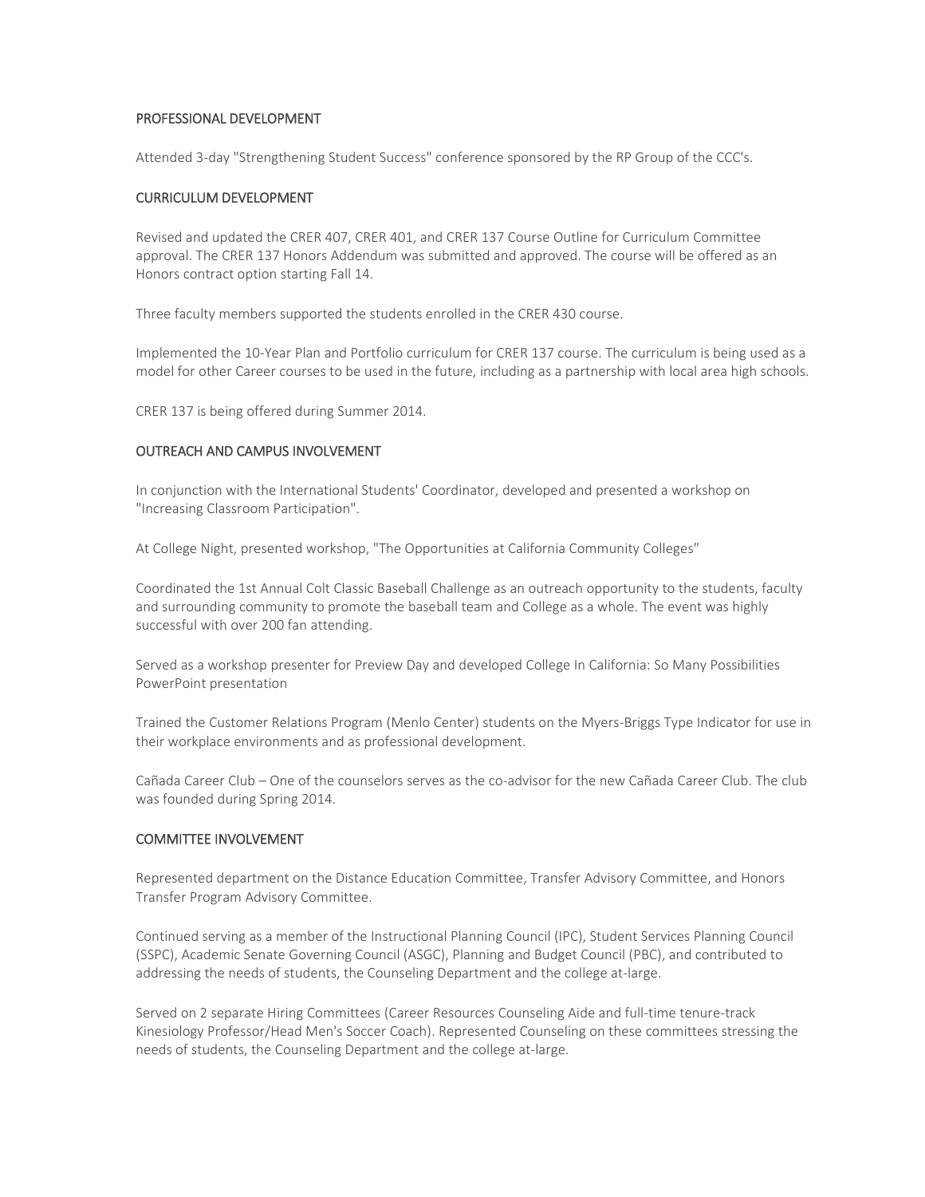## PROFESSIONAL DEVELOPMENT

Attended 3-day "Strengthening Student Success" conference sponsored by the RP Group of the CCC's.

## CURRICULUM DEVELOPMENT

Revised and updated the CRER 407, CRER 401, and CRER 137 Course Outline for Curriculum Committee approval. The CRER 137 Honors Addendum was submitted and approved. The course will be offered as an Honors contract option starting Fall 14.

Three faculty members supported the students enrolled in the CRER 430 course.

Implemented the 10-Year Plan and Portfolio curriculum for CRER 137 course. The curriculum is being used as a model for other Career courses to be used in the future, including as a partnership with local area high schools.

CRER 137 is being offered during Summer 2014.

## OUTREACH AND CAMPUS INVOLVEMENT

In conjunction with the International Students' Coordinator, developed and presented a workshop on "Increasing Classroom Participation".

At College Night, presented workshop, "The Opportunities at California Community Colleges"

Coordinated the 1st Annual Colt Classic Baseball Challenge as an outreach opportunity to the students, faculty and surrounding community to promote the baseball team and College as a whole. The event was highly successful with over 200 fan attending.

Served as a workshop presenter for Preview Day and developed College In California: So Many Possibilities PowerPoint presentation

Trained the Customer Relations Program (Menlo Center) students on the Myers-Briggs Type Indicator for use in their workplace environments and as professional development.

Cañada Career Club – One of the counselors serves as the co-advisor for the new Cañada Career Club. The club was founded during Spring 2014.

## COMMITTEE INVOLVEMENT

Represented department on the Distance Education Committee, Transfer Advisory Committee, and Honors Transfer Program Advisory Committee.

Continued serving as a member of the Instructional Planning Council (IPC), Student Services Planning Council (SSPC), Academic Senate Governing Council (ASGC), Planning and Budget Council (PBC), and contributed to addressing the needs of students, the Counseling Department and the college at-large.

Served on 2 separate Hiring Committees (Career Resources Counseling Aide and full-time tenure-track Kinesiology Professor/Head Men's Soccer Coach). Represented Counseling on these committees stressing the needs of students, the Counseling Department and the college at-large.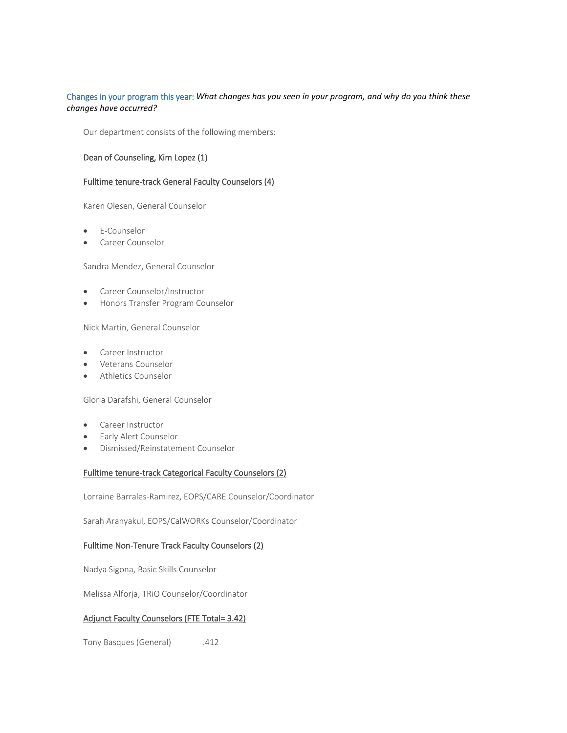Changes in your program this year: *What changes has you seen in your program, and why do you think these changes have occurred?*

Our department consists of the following members:

<u>Dean of Counseling, Kim Lopez (1)</u>

<u>Fulltime tenure-track General Faculty Counselors (4)</u>

Karen Olesen, General Counselor

- E-Counselor
- Career Counselor

Sandra Mendez, General Counselor

- Career Counselor/Instructor
- Honors Transfer Program Counselor

Nick Martin, General Counselor

- Career Instructor
- Veterans Counselor
- Athletics Counselor

Gloria Darafshi, General Counselor

- Career Instructor
- Early Alert Counselor
- Dismissed/Reinstatement Counselor

<u>Fulltime tenure-track Categorical Faculty Counselors (2)</u>

Lorraine Barrales-Ramirez, EOPS/CARE Counselor/Coordinator

Sarah Aranyakul, EOPS/CalWORKs Counselor/Coordinator

<u>Fulltime Non-Tenure Track Faculty Counselors (2)</u>

Nadya Sigona, Basic Skills Counselor

Melissa Alforja, TRiO Counselor/Coordinator

<u>Adjunct Faculty Counselors (FTE Total= 3.42)</u>

Tony Basques (General) .412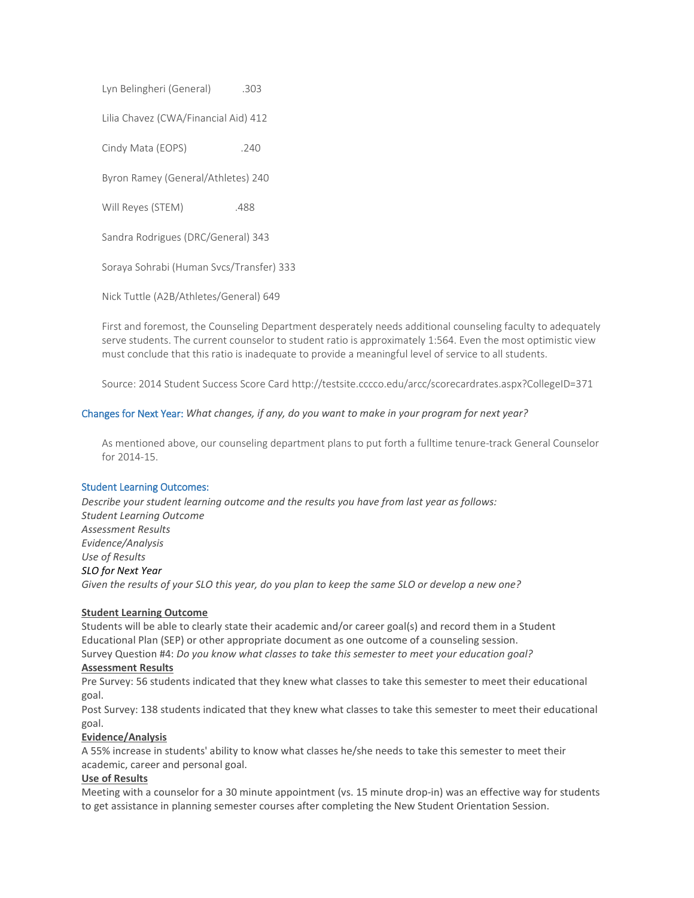Lyn Belingheri (General) .303

Lilia Chavez (CWA/Financial Aid) 412

Cindy Mata (EOPS) .240

Byron Ramey (General/Athletes) 240

Will Reyes (STEM) .488

Sandra Rodrigues (DRC/General) 343

Soraya Sohrabi (Human Svcs/Transfer) 333

Nick Tuttle (A2B/Athletes/General) 649

First and foremost, the Counseling Department desperately needs additional counseling faculty to adequately serve students. The current counselor to student ratio is approximately 1:564. Even the most optimistic view must conclude that this ratio is inadequate to provide a meaningful level of service to all students.

Source: 2014 Student Success Score Card http://testsite.cccco.edu/arcc/scorecardrates.aspx?CollegeID=371

Changes for Next Year: *What changes, if any, do you want to make in your program for next year?*

As mentioned above, our counseling department plans to put forth a fulltime tenure-track General Counselor for 2014-15.

Student Learning Outcomes:

*Describe your student learning outcome and the results you have from last year as follows:*
*Student Learning Outcome*
*Assessment Results*
*Evidence/Analysis*
*Use of Results*
*SLO for Next Year*
*Given the results of your SLO this year, do you plan to keep the same SLO or develop a new one?*

**Student Learning Outcome**

Students will be able to clearly state their academic and/or career goal(s) and record them in a Student Educational Plan (SEP) or other appropriate document as one outcome of a counseling session.
Survey Question #4: *Do you know what classes to take this semester to meet your education goal?*

**Assessment Results**

Pre Survey: 56 students indicated that they knew what classes to take this semester to meet their educational goal.
Post Survey: 138 students indicated that they knew what classes to take this semester to meet their educational goal.

**Evidence/Analysis**

A 55% increase in students' ability to know what classes he/she needs to take this semester to meet their academic, career and personal goal.

**Use of Results**

Meeting with a counselor for a 30 minute appointment (vs. 15 minute drop-in) was an effective way for students to get assistance in planning semester courses after completing the New Student Orientation Session.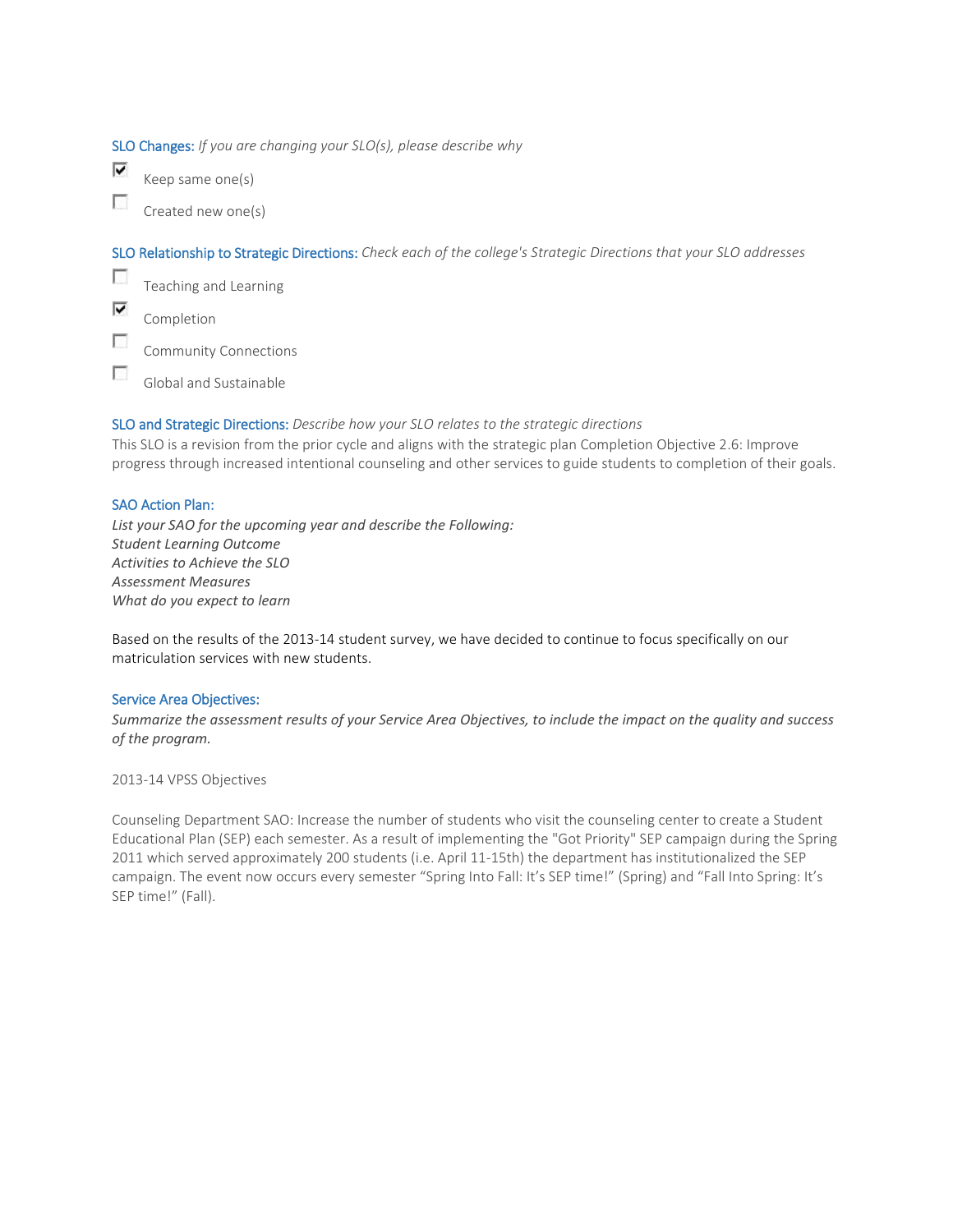**SLO Changes:** *If you are changing your SLO(s), please describe why*

- [x] Keep same one(s)
- [ ] Created new one(s)

**SLO Relationship to Strategic Directions:** *Check each of the college's Strategic Directions that your SLO addresses*

- [ ] Teaching and Learning
- [x] Completion
- [ ] Community Connections
- [ ] Global and Sustainable

**SLO and Strategic Directions:** *Describe how your SLO relates to the strategic directions*

This SLO is a revision from the prior cycle and aligns with the strategic plan Completion Objective 2.6: Improve progress through increased intentional counseling and other services to guide students to completion of their goals.

**SAO Action Plan:**

*List your SAO for the upcoming year and describe the Following:*
*Student Learning Outcome*
*Activities to Achieve the SLO*
*Assessment Measures*
*What do you expect to learn*

Based on the results of the 2013-14 student survey, we have decided to continue to focus specifically on our matriculation services with new students.

**Service Area Objectives:**

*Summarize the assessment results of your Service Area Objectives, to include the impact on the quality and success of the program.*

2013-14 VPSS Objectives

Counseling Department SAO: Increase the number of students who visit the counseling center to create a Student Educational Plan (SEP) each semester. As a result of implementing the "Got Priority" SEP campaign during the Spring 2011 which served approximately 200 students (i.e. April 11-15th) the department has institutionalized the SEP campaign. The event now occurs every semester "Spring Into Fall: It's SEP time!" (Spring) and "Fall Into Spring: It's SEP time!" (Fall).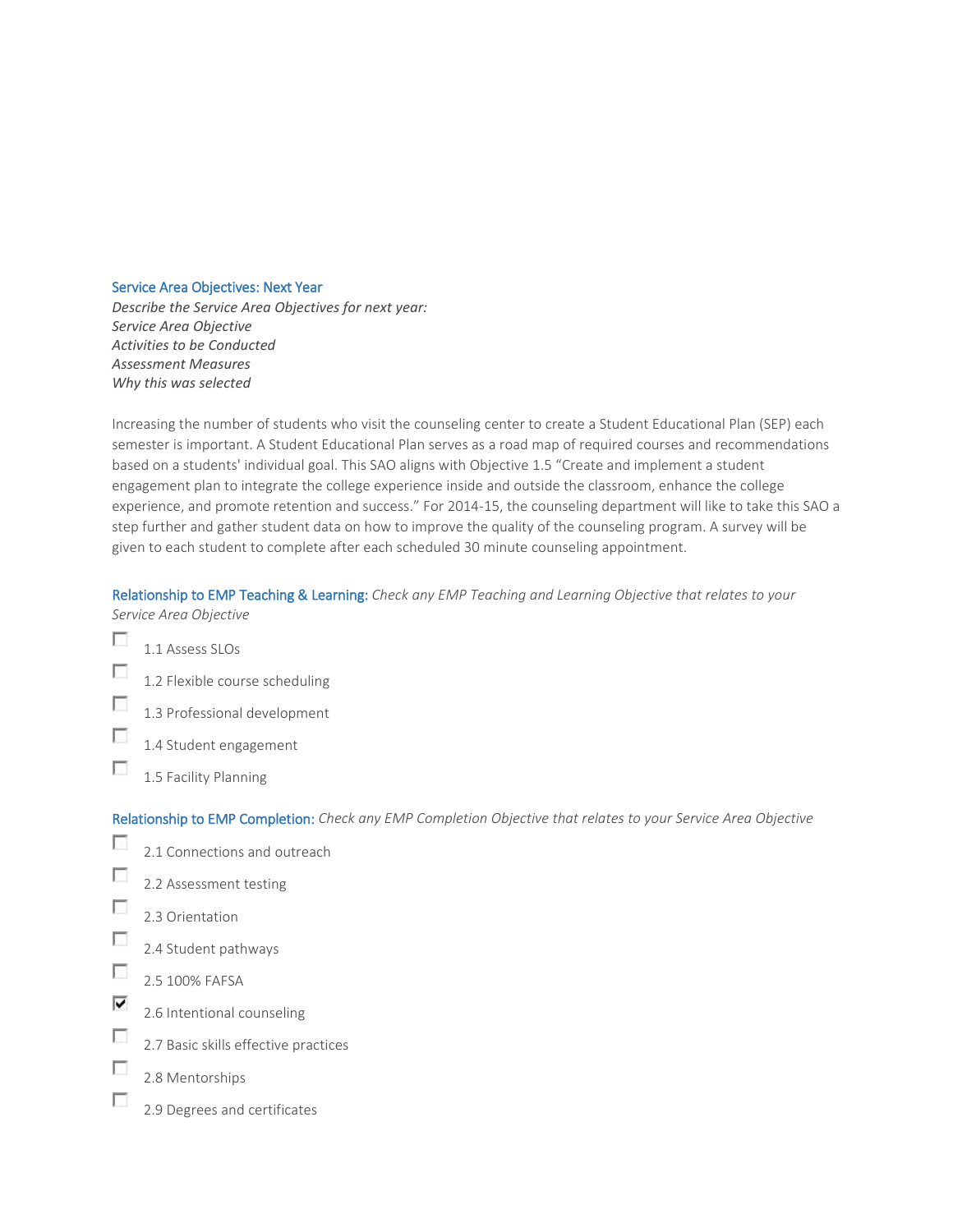### Service Area Objectives: Next Year

*Describe the Service Area Objectives for next year:*
*Service Area Objective*
*Activities to be Conducted*
*Assessment Measures*
*Why this was selected*

Increasing the number of students who visit the counseling center to create a Student Educational Plan (SEP) each semester is important. A Student Educational Plan serves as a road map of required courses and recommendations based on a students' individual goal. This SAO aligns with Objective 1.5 "Create and implement a student engagement plan to integrate the college experience inside and outside the classroom, enhance the college experience, and promote retention and success." For 2014-15, the counseling department will like to take this SAO a step further and gather student data on how to improve the quality of the counseling program. A survey will be given to each student to complete after each scheduled 30 minute counseling appointment.

**Relationship to EMP Teaching & Learning:** *Check any EMP Teaching and Learning Objective that relates to your Service Area Objective*

- [ ] 1.1 Assess SLOs
- [ ] 1.2 Flexible course scheduling
- [ ] 1.3 Professional development
- [ ] 1.4 Student engagement
- [ ] 1.5 Facility Planning

**Relationship to EMP Completion:** *Check any EMP Completion Objective that relates to your Service Area Objective*

- [ ] 2.1 Connections and outreach
- [ ] 2.2 Assessment testing
- [ ] 2.3 Orientation
- [ ] 2.4 Student pathways
- [ ] 2.5 100% FAFSA
- [x] 2.6 Intentional counseling
- [ ] 2.7 Basic skills effective practices
- [ ] 2.8 Mentorships
- [ ] 2.9 Degrees and certificates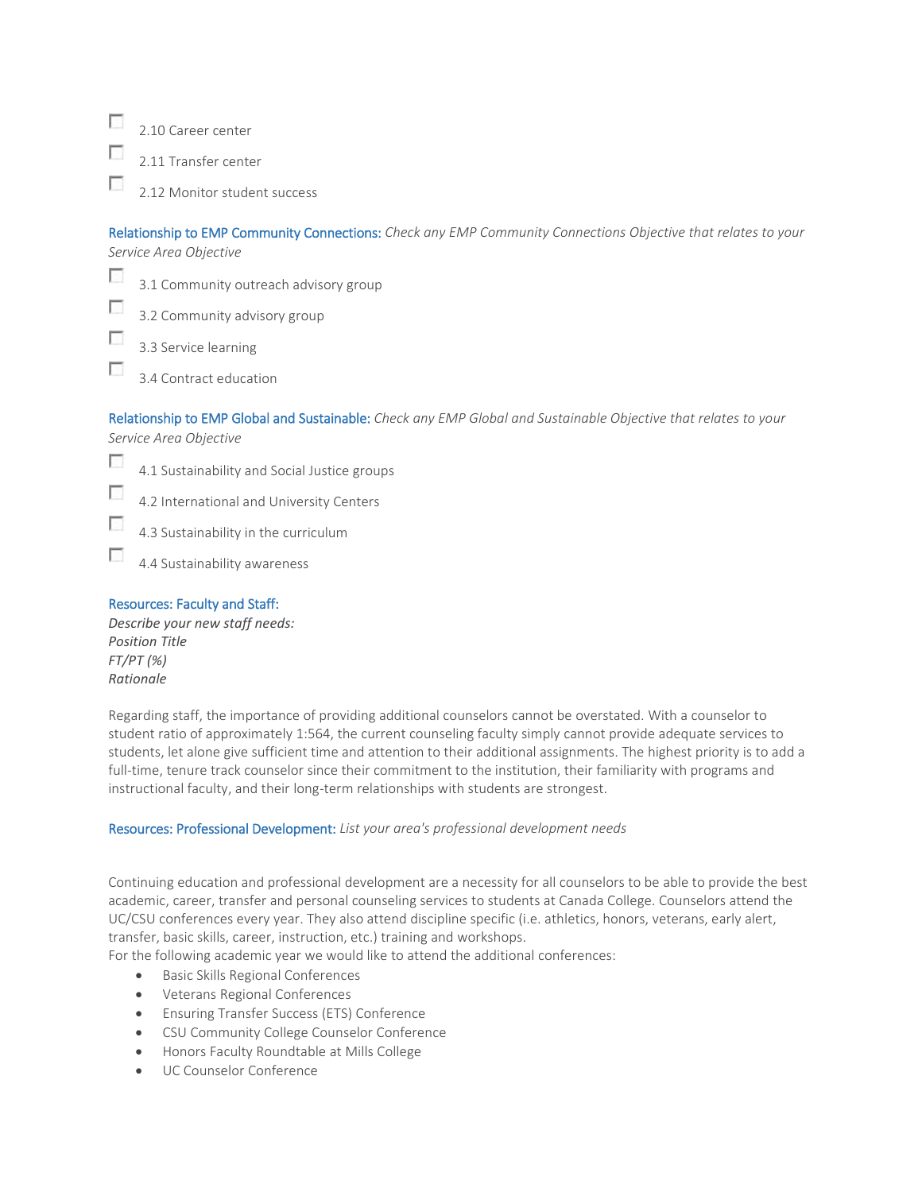- [ ] 2.10 Career center
- [ ] 2.11 Transfer center
- [ ] 2.12 Monitor student success

**Relationship to EMP Community Connections:** *Check any EMP Community Connections Objective that relates to your Service Area Objective*

- [ ] 3.1 Community outreach advisory group
- [ ] 3.2 Community advisory group
- [ ] 3.3 Service learning
- [ ] 3.4 Contract education

**Relationship to EMP Global and Sustainable:** *Check any EMP Global and Sustainable Objective that relates to your Service Area Objective*

- [ ] 4.1 Sustainability and Social Justice groups
- [ ] 4.2 International and University Centers
- [ ] 4.3 Sustainability in the curriculum
- [ ] 4.4 Sustainability awareness

**Resources: Faculty and Staff:**
*Describe your new staff needs:*
*Position Title*
*FT/PT (%)*
*Rationale*

Regarding staff, the importance of providing additional counselors cannot be overstated. With a counselor to student ratio of approximately 1:564, the current counseling faculty simply cannot provide adequate services to students, let alone give sufficient time and attention to their additional assignments. The highest priority is to add a full-time, tenure track counselor since their commitment to the institution, their familiarity with programs and instructional faculty, and their long-term relationships with students are strongest.

**Resources: Professional Development:** *List your area's professional development needs*

Continuing education and professional development are a necessity for all counselors to be able to provide the best academic, career, transfer and personal counseling services to students at Canada College. Counselors attend the UC/CSU conferences every year. They also attend discipline specific (i.e. athletics, honors, veterans, early alert, transfer, basic skills, career, instruction, etc.) training and workshops.
For the following academic year we would like to attend the additional conferences:

- Basic Skills Regional Conferences
- Veterans Regional Conferences
- Ensuring Transfer Success (ETS) Conference
- CSU Community College Counselor Conference
- Honors Faculty Roundtable at Mills College
- UC Counselor Conference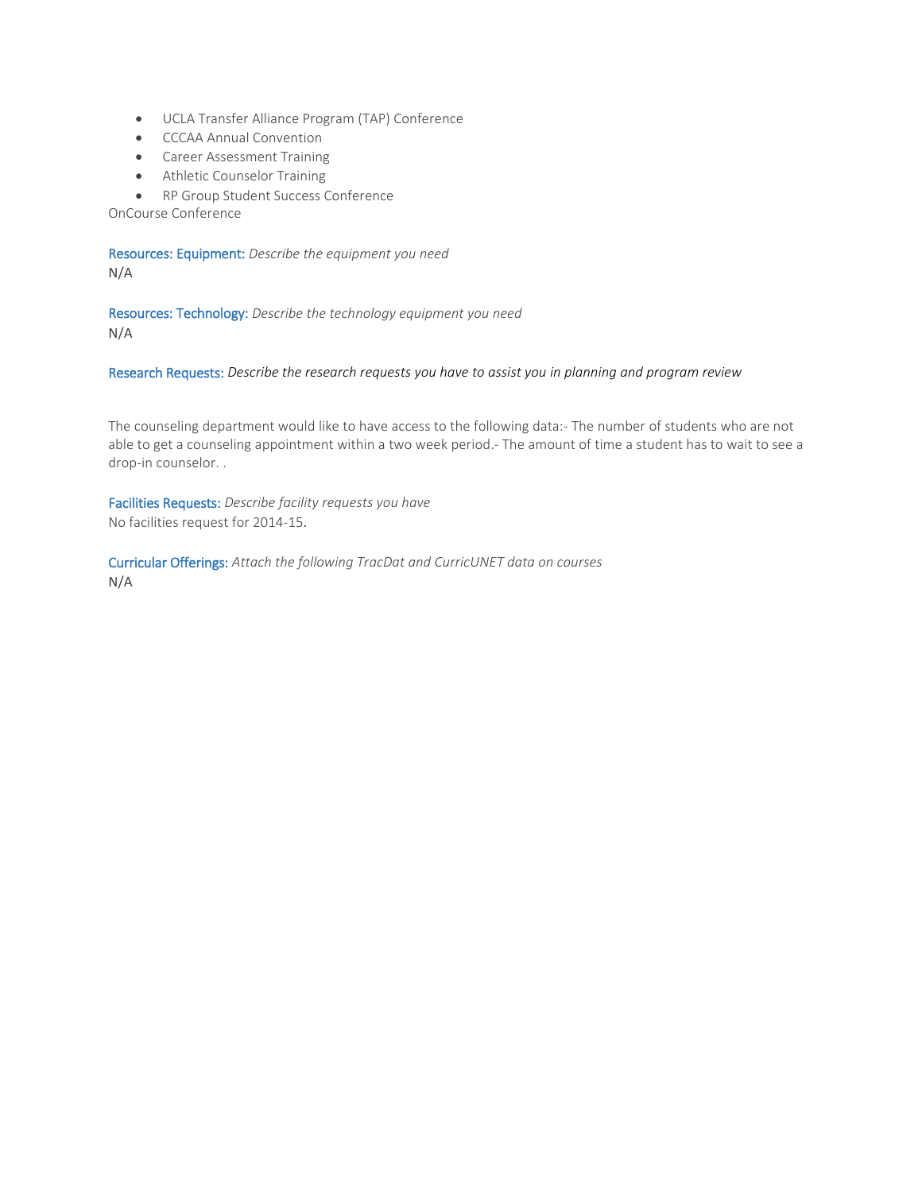- UCLA Transfer Alliance Program (TAP) Conference
- CCCAA Annual Convention
- Career Assessment Training
- Athletic Counselor Training
- RP Group Student Success Conference

OnCourse Conference

Resources: Equipment: *Describe the equipment you need*
N/A

Resources: Technology: *Describe the technology equipment you need*
N/A

Research Requests: *Describe the research requests you have to assist you in planning and program review*

The counseling department would like to have access to the following data:- The number of students who are not able to get a counseling appointment within a two week period.- The amount of time a student has to wait to see a drop-in counselor. .

Facilities Requests: *Describe facility requests you have*
No facilities request for 2014-15.

Curricular Offerings: *Attach the following TracDat and CurricUNET data on courses*
N/A